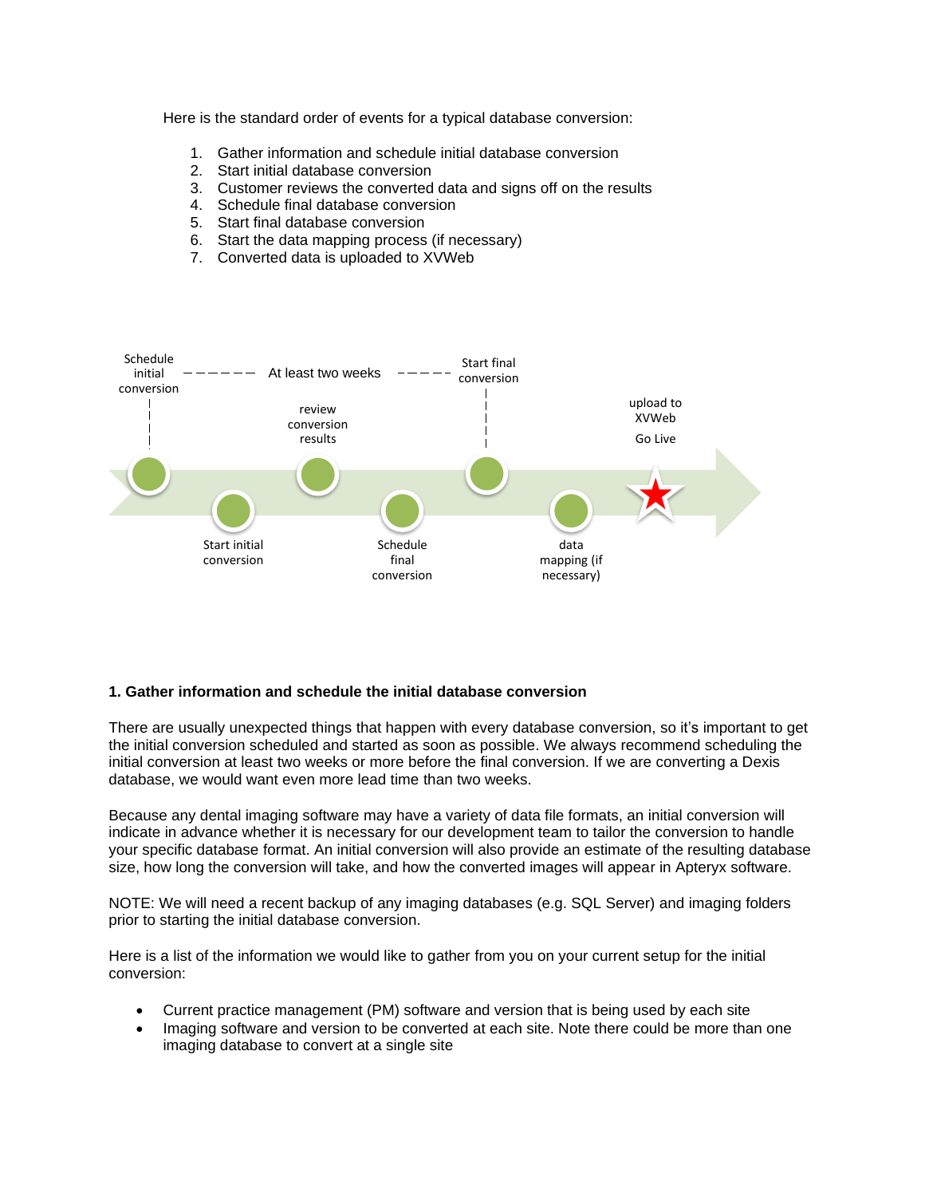Here is the standard order of events for a typical database conversion:

1. Gather information and schedule initial database conversion
2. Start initial database conversion
3. Customer reviews the converted data and signs off on the results
4. Schedule final database conversion
5. Start final database conversion
6. Start the data mapping process (if necessary)
7. Converted data is uploaded to XVWeb

Schedule initial conversion ------ At least two weeks ----- Start final conversion

Start initial conversion

review conversion results

Schedule final conversion

data mapping (if necessary)

upload to XVWeb

Go Live

**1. Gather information and schedule the initial database conversion**

There are usually unexpected things that happen with every database conversion, so it's important to get the initial conversion scheduled and started as soon as possible. We always recommend scheduling the initial conversion at least two weeks or more before the final conversion. If we are converting a Dexis database, we would want even more lead time than two weeks.

Because any dental imaging software may have a variety of data file formats, an initial conversion will indicate in advance whether it is necessary for our development team to tailor the conversion to handle your specific database format. An initial conversion will also provide an estimate of the resulting database size, how long the conversion will take, and how the converted images will appear in Apteryx software.

NOTE: We will need a recent backup of any imaging databases (e.g. SQL Server) and imaging folders prior to starting the initial database conversion.

Here is a list of the information we would like to gather from you on your current setup for the initial conversion:

- Current practice management (PM) software and version that is being used by each site
- Imaging software and version to be converted at each site. Note there could be more than one imaging database to convert at a single site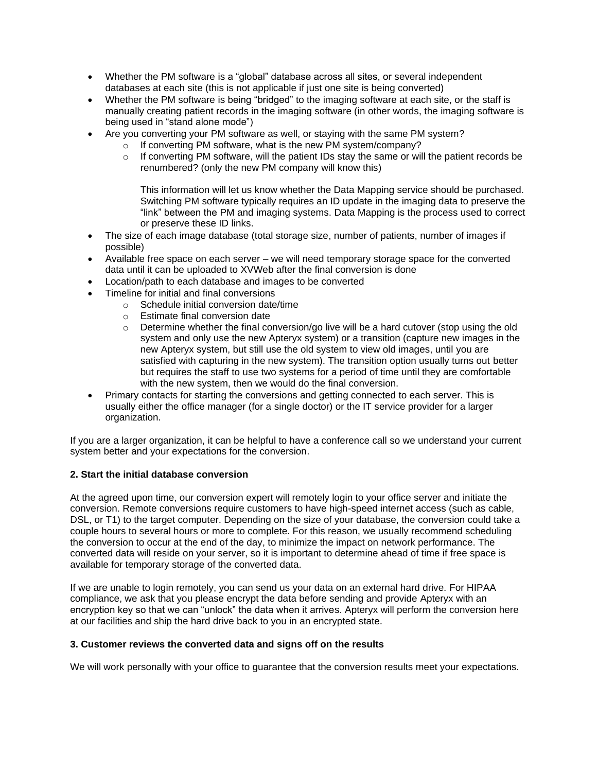- Whether the PM software is a "global" database across all sites, or several independent databases at each site (this is not applicable if just one site is being converted)
- Whether the PM software is being "bridged" to the imaging software at each site, or the staff is manually creating patient records in the imaging software (in other words, the imaging software is being used in "stand alone mode")
- Are you converting your PM software as well, or staying with the same PM system?
  - If converting PM software, what is the new PM system/company?
  - If converting PM software, will the patient IDs stay the same or will the patient records be renumbered? (only the new PM company will know this)

    This information will let us know whether the Data Mapping service should be purchased. Switching PM software typically requires an ID update in the imaging data to preserve the "link" between the PM and imaging systems. Data Mapping is the process used to correct or preserve these ID links.
- The size of each image database (total storage size, number of patients, number of images if possible)
- Available free space on each server – we will need temporary storage space for the converted data until it can be uploaded to XVWeb after the final conversion is done
- Location/path to each database and images to be converted
- Timeline for initial and final conversions
  - Schedule initial conversion date/time
  - Estimate final conversion date
  - Determine whether the final conversion/go live will be a hard cutover (stop using the old system and only use the new Apteryx system) or a transition (capture new images in the new Apteryx system, but still use the old system to view old images, until you are satisfied with capturing in the new system). The transition option usually turns out better but requires the staff to use two systems for a period of time until they are comfortable with the new system, then we would do the final conversion.
- Primary contacts for starting the conversions and getting connected to each server. This is usually either the office manager (for a single doctor) or the IT service provider for a larger organization.

If you are a larger organization, it can be helpful to have a conference call so we understand your current system better and your expectations for the conversion.

**2. Start the initial database conversion**

At the agreed upon time, our conversion expert will remotely login to your office server and initiate the conversion. Remote conversions require customers to have high-speed internet access (such as cable, DSL, or T1) to the target computer. Depending on the size of your database, the conversion could take a couple hours to several hours or more to complete. For this reason, we usually recommend scheduling the conversion to occur at the end of the day, to minimize the impact on network performance. The converted data will reside on your server, so it is important to determine ahead of time if free space is available for temporary storage of the converted data.

If we are unable to login remotely, you can send us your data on an external hard drive. For HIPAA compliance, we ask that you please encrypt the data before sending and provide Apteryx with an encryption key so that we can "unlock" the data when it arrives. Apteryx will perform the conversion here at our facilities and ship the hard drive back to you in an encrypted state.

**3. Customer reviews the converted data and signs off on the results**

We will work personally with your office to guarantee that the conversion results meet your expectations.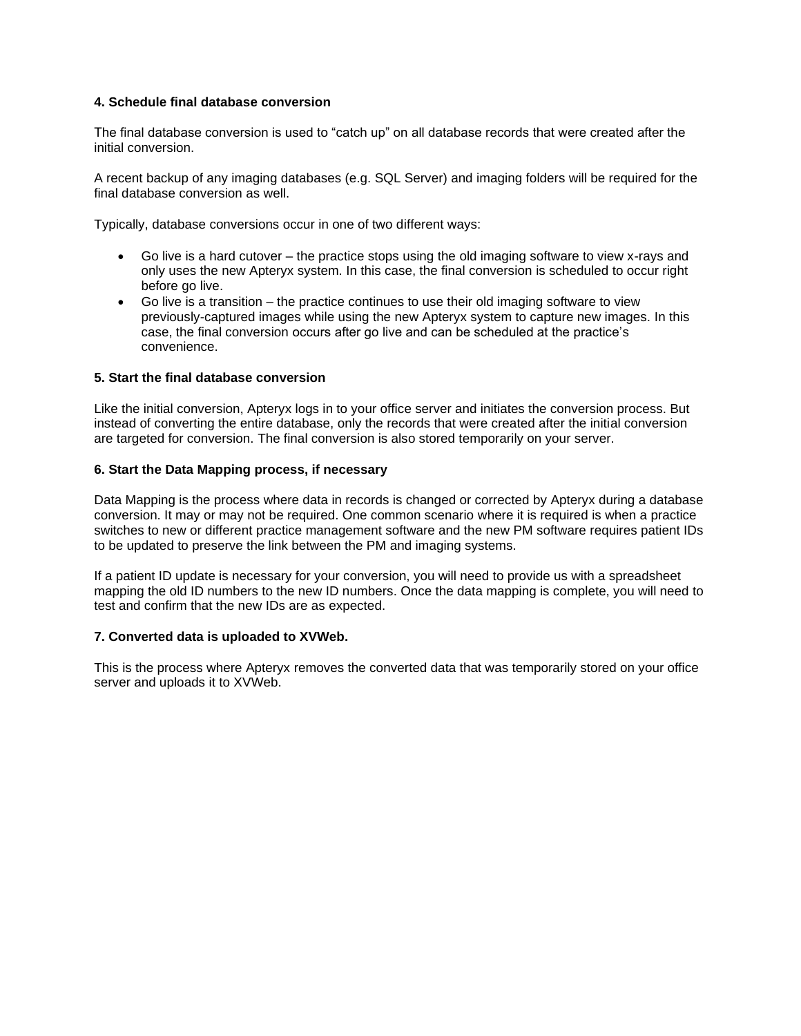**4. Schedule final database conversion**

The final database conversion is used to "catch up" on all database records that were created after the initial conversion.

A recent backup of any imaging databases (e.g. SQL Server) and imaging folders will be required for the final database conversion as well.

Typically, database conversions occur in one of two different ways:

- Go live is a hard cutover – the practice stops using the old imaging software to view x-rays and only uses the new Apteryx system. In this case, the final conversion is scheduled to occur right before go live.
- Go live is a transition – the practice continues to use their old imaging software to view previously-captured images while using the new Apteryx system to capture new images. In this case, the final conversion occurs after go live and can be scheduled at the practice's convenience.

**5. Start the final database conversion**

Like the initial conversion, Apteryx logs in to your office server and initiates the conversion process. But instead of converting the entire database, only the records that were created after the initial conversion are targeted for conversion. The final conversion is also stored temporarily on your server.

**6. Start the Data Mapping process, if necessary**

Data Mapping is the process where data in records is changed or corrected by Apteryx during a database conversion. It may or may not be required. One common scenario where it is required is when a practice switches to new or different practice management software and the new PM software requires patient IDs to be updated to preserve the link between the PM and imaging systems.

If a patient ID update is necessary for your conversion, you will need to provide us with a spreadsheet mapping the old ID numbers to the new ID numbers. Once the data mapping is complete, you will need to test and confirm that the new IDs are as expected.

**7. Converted data is uploaded to XVWeb.**

This is the process where Apteryx removes the converted data that was temporarily stored on your office server and uploads it to XVWeb.